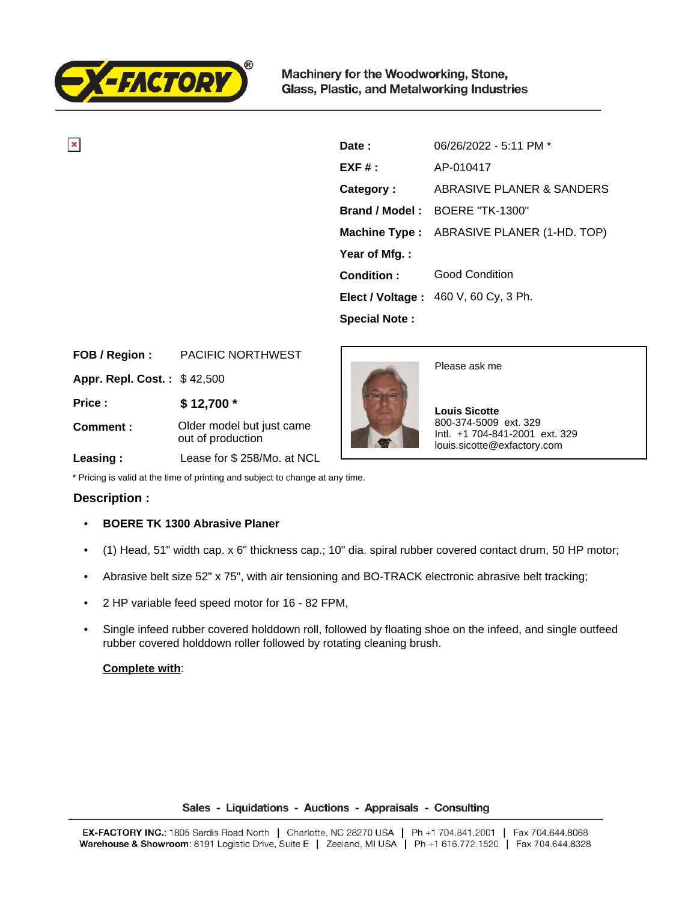Machinery for the Woodworking, Stone, Glass, Plastic, and Metalworking Industries

| | |
|---|---|
| **Date :** | 06/26/2022 - 5:11 PM * |
| **EXF # :** | AP-010417 |
| **Category :** | ABRASIVE PLANER & SANDERS |
| **Brand / Model :** | BOERE "TK-1300" |
| **Machine Type :** | ABRASIVE PLANER (1-HD. TOP) |
| **Year of Mfg. :** | |
| **Condition :** | Good Condition |
| **Elect / Voltage :** | 460 V, 60 Cy, 3 Ph. |
| **Special Note :** | |

| | |
|---|---|
| **FOB / Region :** | PACIFIC NORTHWEST |
| **Appr. Repl. Cost. :** | $ 42,500 |
| **Price :** | **$ 12,700 *** |
| **Comment :** | Older model but just came out of production |
| **Leasing :** | Lease for $ 258/Mo. at NCL |

Please ask me

**Louis Sicotte**
800-374-5009 ext. 329
Intl. +1 704-841-2001 ext. 329
louis.sicotte@exfactory.com

* Pricing is valid at the time of printing and subject to change at any time.

## Description :

- **BOERE TK 1300 Abrasive Planer**
- (1) Head, 51" width cap. x 6" thickness cap.; 10" dia. spiral rubber covered contact drum, 50 HP motor;
- Abrasive belt size 52" x 75", with air tensioning and BO-TRACK electronic abrasive belt tracking;
- 2 HP variable feed speed motor for 16 - 82 FPM,
- Single infeed rubber covered holddown roll, followed by floating shoe on the infeed, and single outfeed rubber covered holddown roller followed by rotating cleaning brush.

**Complete with**:

Sales - Liquidations - Auctions - Appraisals - Consulting

**EX-FACTORY INC.**: 1805 Sardis Road North | Charlotte, NC 28270 USA | Ph +1 704.841.2001 | Fax 704.644.8068
**Warehouse & Showroom**: 8191 Logistic Drive, Suite E | Zeeland, MI USA | Ph +1 616.772.1520 | Fax 704.644.8328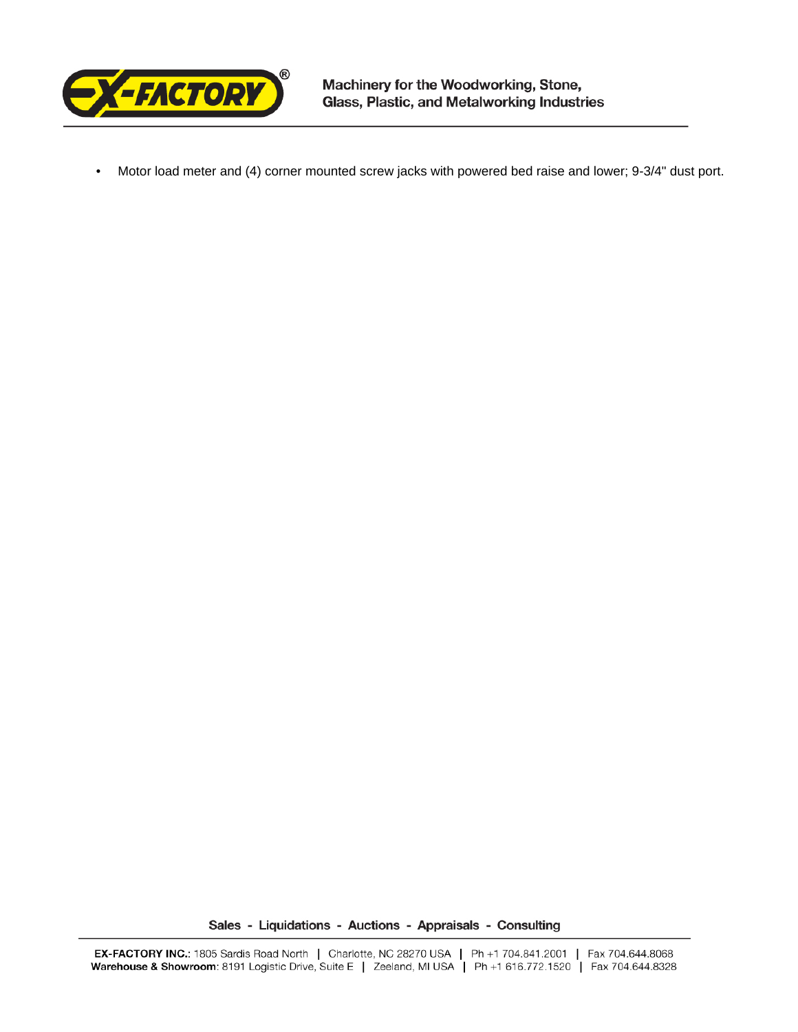- Motor load meter and (4) corner mounted screw jacks with powered bed raise and lower; 9-3/4" dust port.